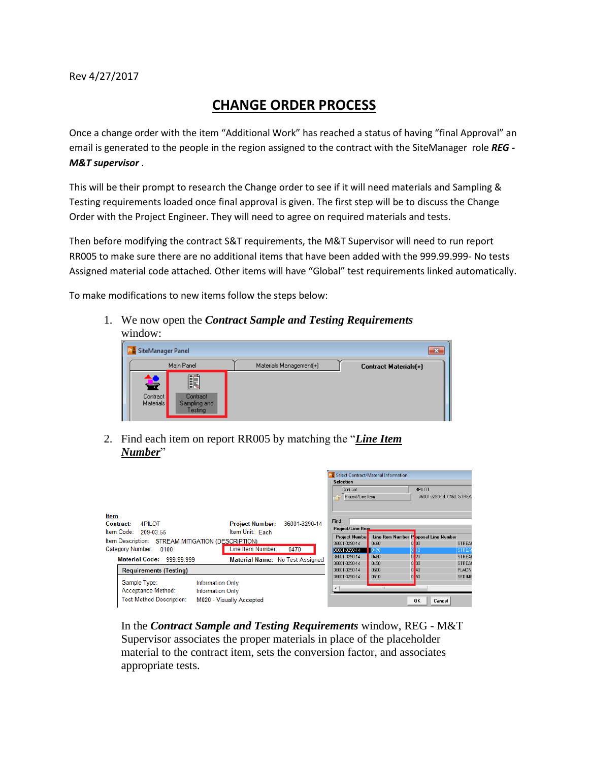Rev 4/27/2017

# CHANGE ORDER PROCESS

Once a change order with the item “Additional Work” has reached a status of having “final Approval” an email is generated to the people in the region assigned to the contract with the SiteManager role ***REG - M&T supervisor*** .

This will be their prompt to research the Change order to see if it will need materials and Sampling & Testing requirements loaded once final approval is given. The first step will be to discuss the Change Order with the Project Engineer. They will need to agree on required materials and tests.

Then before modifying the contract S&T requirements, the M&T Supervisor will need to run report RR005 to make sure there are no additional items that have been added with the 999.99.999- No tests Assigned material code attached. Other items will have “Global” test requirements linked automatically.

To make modifications to new items follow the steps below:

1. We now open the ***Contract Sample and Testing Requirements*** window:

2. Find each item on report RR005 by matching the “***Line Item Number***”

In the ***Contract Sample and Testing Requirements*** window, REG - M&T Supervisor associates the proper materials in place of the placeholder material to the contract item, sets the conversion factor, and associates appropriate tests.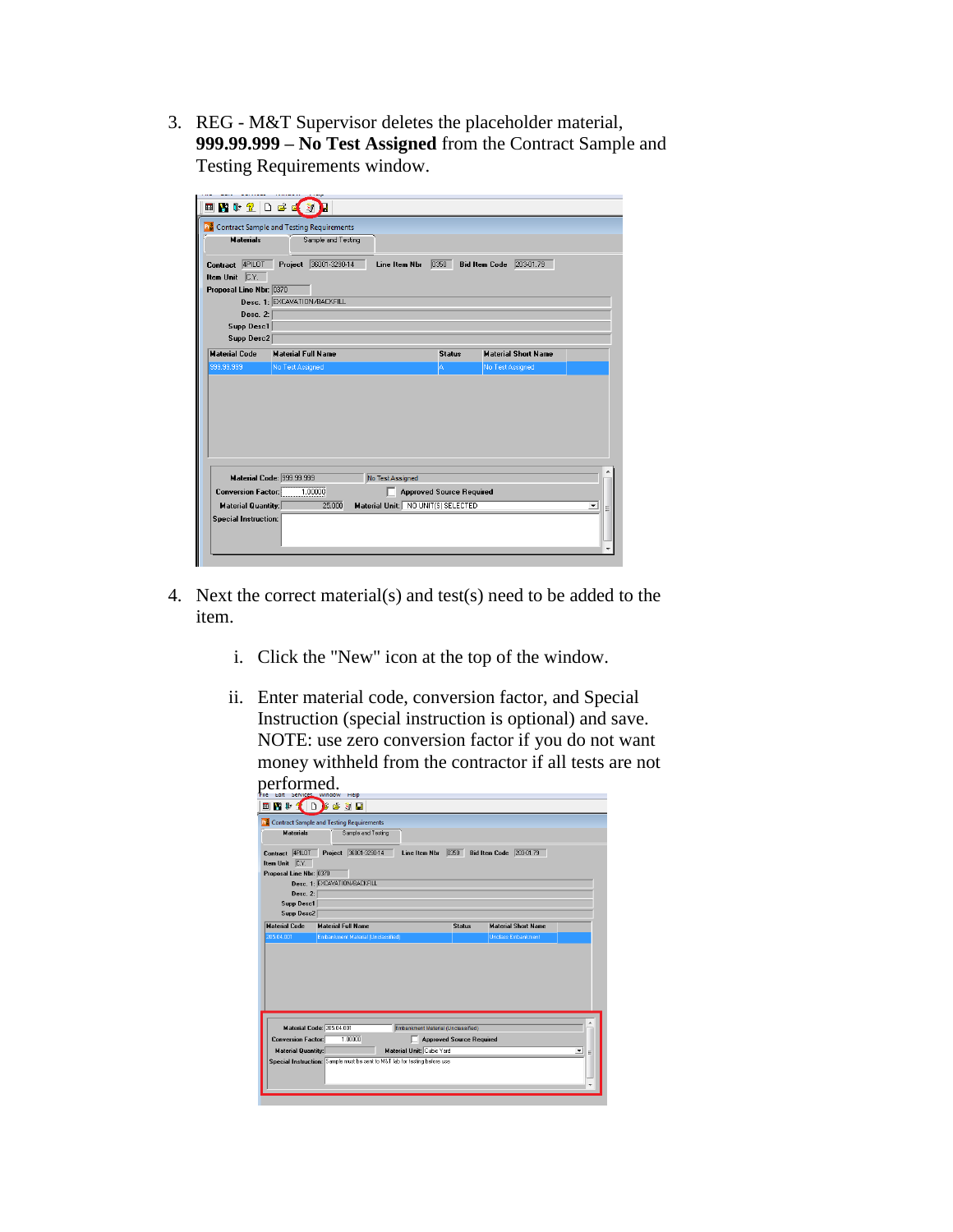3. REG - M&T Supervisor deletes the placeholder material, **999.99.999 – No Test Assigned** from the Contract Sample and Testing Requirements window.

4. Next the correct material(s) and test(s) need to be added to the item.

   i. Click the "New" icon at the top of the window.

   ii. Enter material code, conversion factor, and Special Instruction (special instruction is optional) and save. NOTE: use zero conversion factor if you do not want money withheld from the contractor if all tests are not performed.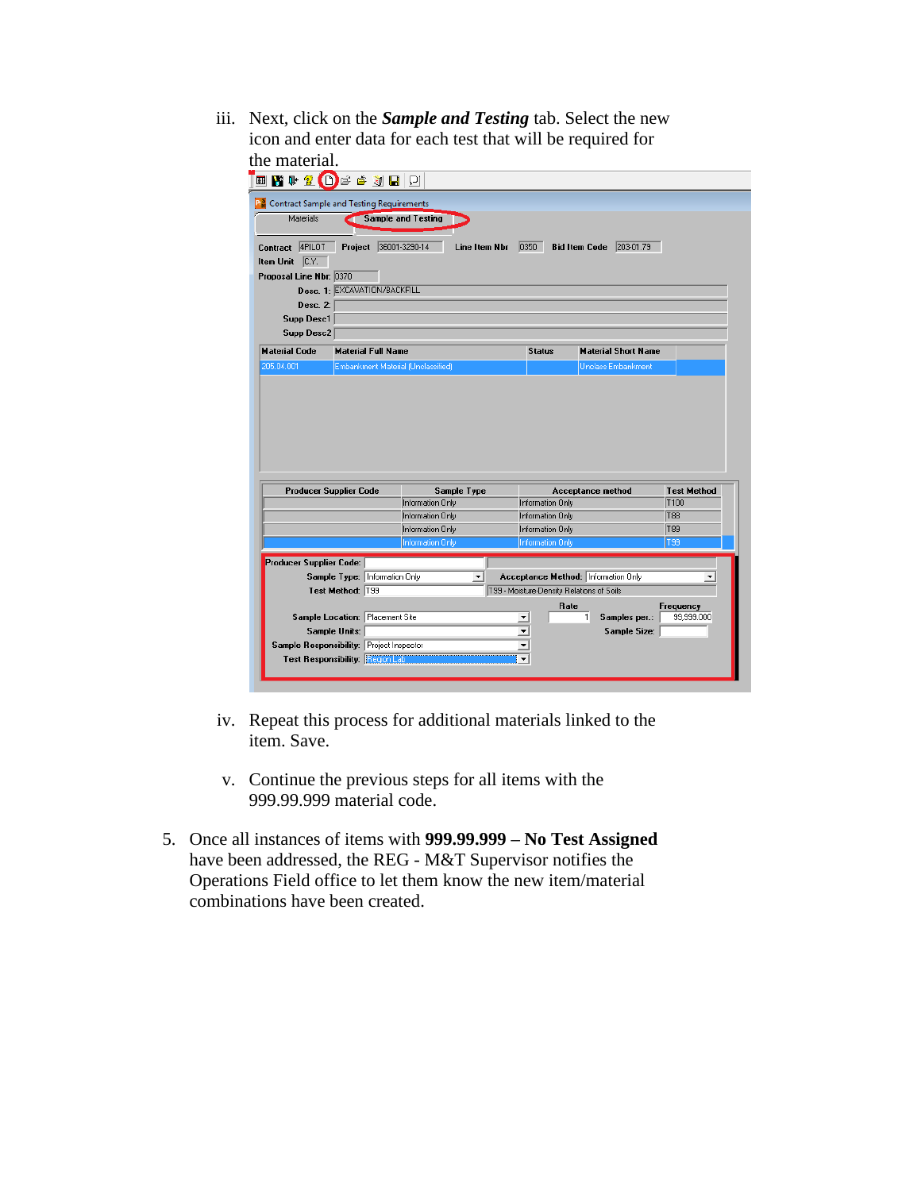iii. Next, click on the ***Sample and Testing*** tab. Select the new icon and enter data for each test that will be required for the material.

iv. Repeat this process for additional materials linked to the item. Save.

v. Continue the previous steps for all items with the 999.99.999 material code.

5. Once all instances of items with **999.99.999 – No Test Assigned** have been addressed, the REG - M&T Supervisor notifies the Operations Field office to let them know the new item/material combinations have been created.